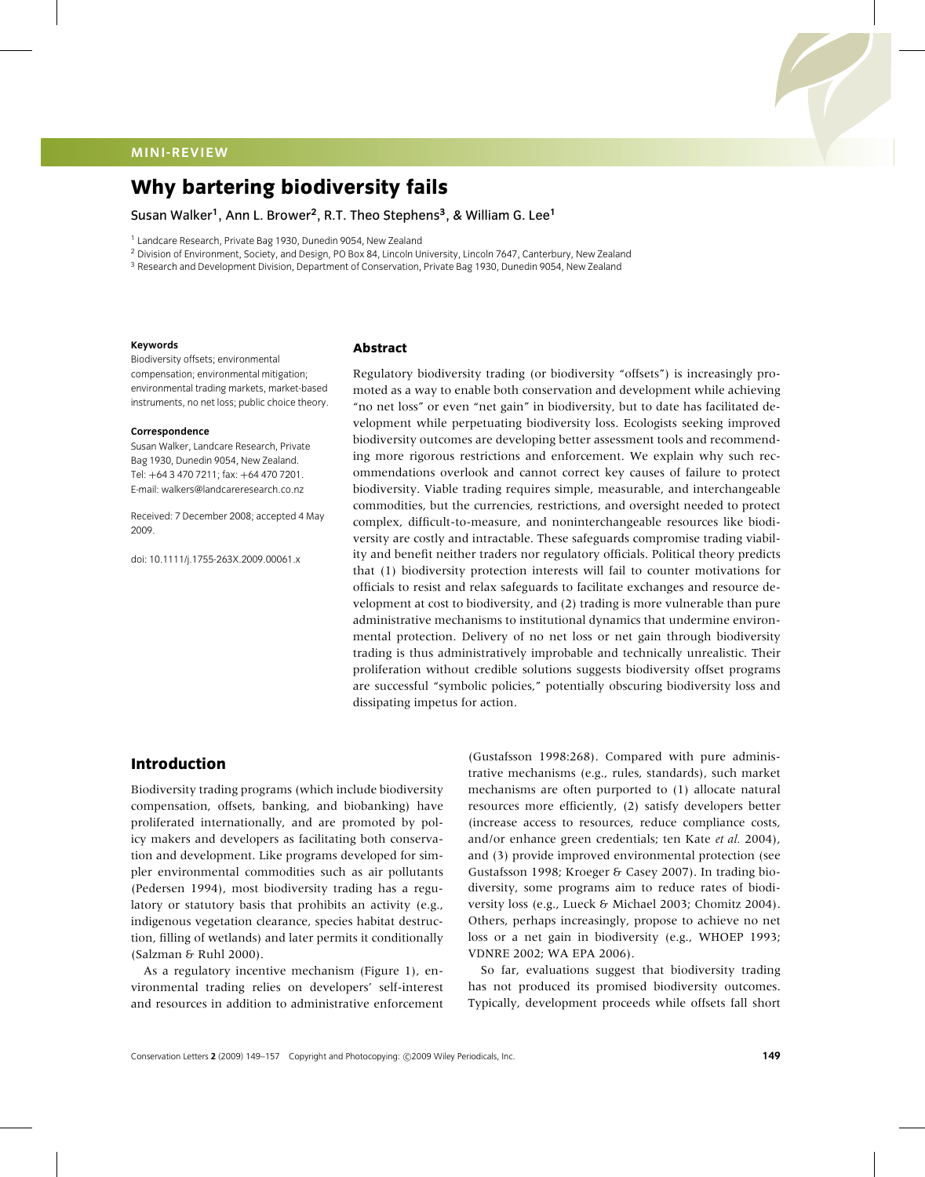MINI-REVIEW

# Why bartering biodiversity fails

Susan Walker[1], Ann L. Brower[2], R.T. Theo Stephens[3], & William G. Lee[1]

[1] Landcare Research, Private Bag 1930, Dunedin 9054, New Zealand

[2] Division of Environment, Society, and Design, PO Box 84, Lincoln University, Lincoln 7647, Canterbury, New Zealand

[3] Research and Development Division, Department of Conservation, Private Bag 1930, Dunedin 9054, New Zealand

**Keywords**

Biodiversity offsets; environmental compensation; environmental mitigation; environmental trading markets, market-based instruments, no net loss; public choice theory.

**Correspondence**

Susan Walker, Landcare Research, Private Bag 1930, Dunedin 9054, New Zealand. Tel: +64 3 470 7211; fax: +64 470 7201. E-mail: walkers@landcareresearch.co.nz

Received: 7 December 2008; accepted 4 May 2009.

doi: 10.1111/j.1755-263X.2009.00061.x

## Abstract

Regulatory biodiversity trading (or biodiversity "offsets") is increasingly promoted as a way to enable both conservation and development while achieving "no net loss" or even "net gain" in biodiversity, but to date has facilitated development while perpetuating biodiversity loss. Ecologists seeking improved biodiversity outcomes are developing better assessment tools and recommending more rigorous restrictions and enforcement. We explain why such recommendations overlook and cannot correct key causes of failure to protect biodiversity. Viable trading requires simple, measurable, and interchangeable commodities, but the currencies, restrictions, and oversight needed to protect complex, difficult-to-measure, and noninterchangeable resources like biodiversity are costly and intractable. These safeguards compromise trading viability and benefit neither traders nor regulatory officials. Political theory predicts that (1) biodiversity protection interests will fail to counter motivations for officials to resist and relax safeguards to facilitate exchanges and resource development at cost to biodiversity, and (2) trading is more vulnerable than pure administrative mechanisms to institutional dynamics that undermine environmental protection. Delivery of no net loss or net gain through biodiversity trading is thus administratively improbable and technically unrealistic. Their proliferation without credible solutions suggests biodiversity offset programs are successful "symbolic policies," potentially obscuring biodiversity loss and dissipating impetus for action.

## Introduction

Biodiversity trading programs (which include biodiversity compensation, offsets, banking, and biobanking) have proliferated internationally, and are promoted by policy makers and developers as facilitating both conservation and development. Like programs developed for simpler environmental commodities such as air pollutants (Pedersen 1994), most biodiversity trading has a regulatory or statutory basis that prohibits an activity (e.g., indigenous vegetation clearance, species habitat destruction, filling of wetlands) and later permits it conditionally (Salzman & Ruhl 2000).

As a regulatory incentive mechanism (Figure 1), environmental trading relies on developers' self-interest and resources in addition to administrative enforcement (Gustafsson 1998:268). Compared with pure administrative mechanisms (e.g., rules, standards), such market mechanisms are often purported to (1) allocate natural resources more efficiently, (2) satisfy developers better (increase access to resources, reduce compliance costs, and/or enhance green credentials; ten Kate *et al.* 2004), and (3) provide improved environmental protection (see Gustafsson 1998; Kroeger & Casey 2007). In trading biodiversity, some programs aim to reduce rates of biodiversity loss (e.g., Lueck & Michael 2003; Chomitz 2004). Others, perhaps increasingly, propose to achieve no net loss or a net gain in biodiversity (e.g., WHOEP 1993; VDNRE 2002; WA EPA 2006).

So far, evaluations suggest that biodiversity trading has not produced its promised biodiversity outcomes. Typically, development proceeds while offsets fall short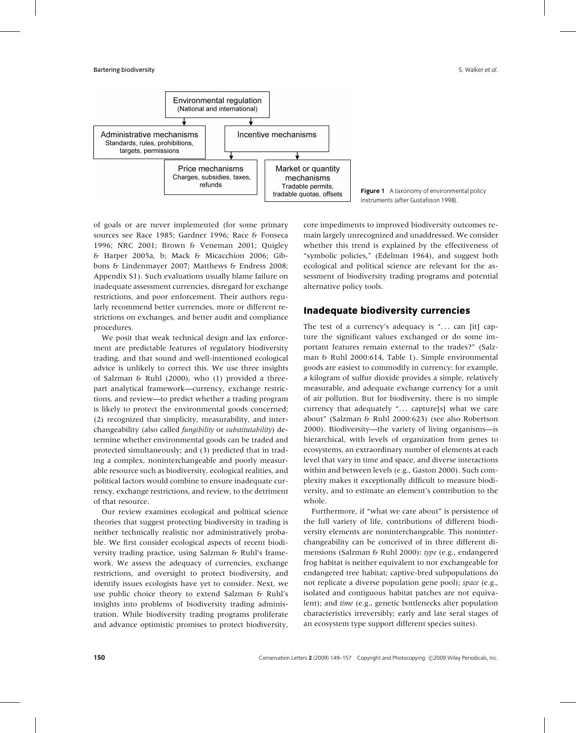Environmental regulation
(National and international)

Administrative mechanisms
Standards, rules, prohibitions, targets, permissions

Incentive mechanisms

Price mechanisms
Charges, subsidies, taxes, refunds

Market or quantity mechanisms
Tradable permits, tradable quotas, offsets

**Figure 1** A taxonomy of environmental policy instruments (after Gustafsson 1998).

of goals or are never implemented (for some primary sources see Race 1985; Gardner 1996; Race & Fonseca 1996; NRC 2001; Brown & Veneman 2001; Quigley & Harper 2005a, b; Mack & Micacchion 2006; Gibbons & Lindenmayer 2007; Matthews & Endress 2008; Appendix S1). Such evaluations usually blame failure on inadequate assessment currencies, disregard for exchange restrictions, and poor enforcement. Their authors regularly recommend better currencies, more or different restrictions on exchanges, and better audit and compliance procedures.

We posit that weak technical design and lax enforcement are predictable features of regulatory biodiversity trading, and that sound and well-intentioned ecological advice is unlikely to correct this. We use three insights of Salzman & Ruhl (2000), who (1) provided a three-part analytical framework—currency, exchange restrictions, and review—to predict whether a trading program is likely to protect the environmental goods concerned; (2) recognized that simplicity, measurability, and interchangeability (also called *fungibility* or *substitutability*) determine whether environmental goods can be traded and protected simultaneously; and (3) predicted that in trading a complex, noninterchangeable and poorly measurable resource such as biodiversity, ecological realities, and political factors would combine to ensure inadequate currency, exchange restrictions, and review, to the detriment of that resource.

Our review examines ecological and political science theories that suggest protecting biodiversity in trading is neither technically realistic nor administratively probable. We first consider ecological aspects of recent biodiversity trading practice, using Salzman & Ruhl's framework. We assess the adequacy of currencies, exchange restrictions, and oversight to protect biodiversity, and identify issues ecologists have yet to consider. Next, we use public choice theory to extend Salzman & Ruhl's insights into problems of biodiversity trading administration. While biodiversity trading programs proliferate and advance optimistic promises to protect biodiversity, core impediments to improved biodiversity outcomes remain largely unrecognized and unaddressed. We consider whether this trend is explained by the effectiveness of "symbolic policies," (Edelman 1964), and suggest both ecological and political science are relevant for the assessment of biodiversity trading programs and potential alternative policy tools.

## Inadequate biodiversity currencies

The test of a currency's adequacy is "... can [it] capture the significant values exchanged or do some important features remain external to the trades?" (Salzman & Ruhl 2000:614, Table 1). Simple environmental goods are easiest to commodify in currency: for example, a kilogram of sulfur dioxide provides a simple, relatively measurable, and adequate exchange currency for a unit of air pollution. But for biodiversity, there is no simple currency that adequately "... capture[s] what we care about" (Salzman & Ruhl 2000:623) (see also Robertson 2000). Biodiversity—the variety of living organisms—is hierarchical, with levels of organization from genes to ecosystems, an extraordinary number of elements at each level that vary in time and space, and diverse interactions within and between levels (e.g., Gaston 2000). Such complexity makes it exceptionally difficult to measure biodiversity, and to estimate an element's contribution to the whole.

Furthermore, if "what we care about" is persistence of the full variety of life, contributions of different biodiversity elements are noninterchangeable. This noninterchangeability can be conceived of in three different dimensions (Salzman & Ruhl 2000): *type* (e.g., endangered frog habitat is neither equivalent to nor exchangeable for endangered tree habitat; captive-bred subpopulations do not replicate a diverse population gene pool); *space* (e.g., isolated and contiguous habitat patches are not equivalent); and *time* (e.g., genetic bottlenecks alter population characteristics irreversibly; early and late seral stages of an ecosystem type support different species suites).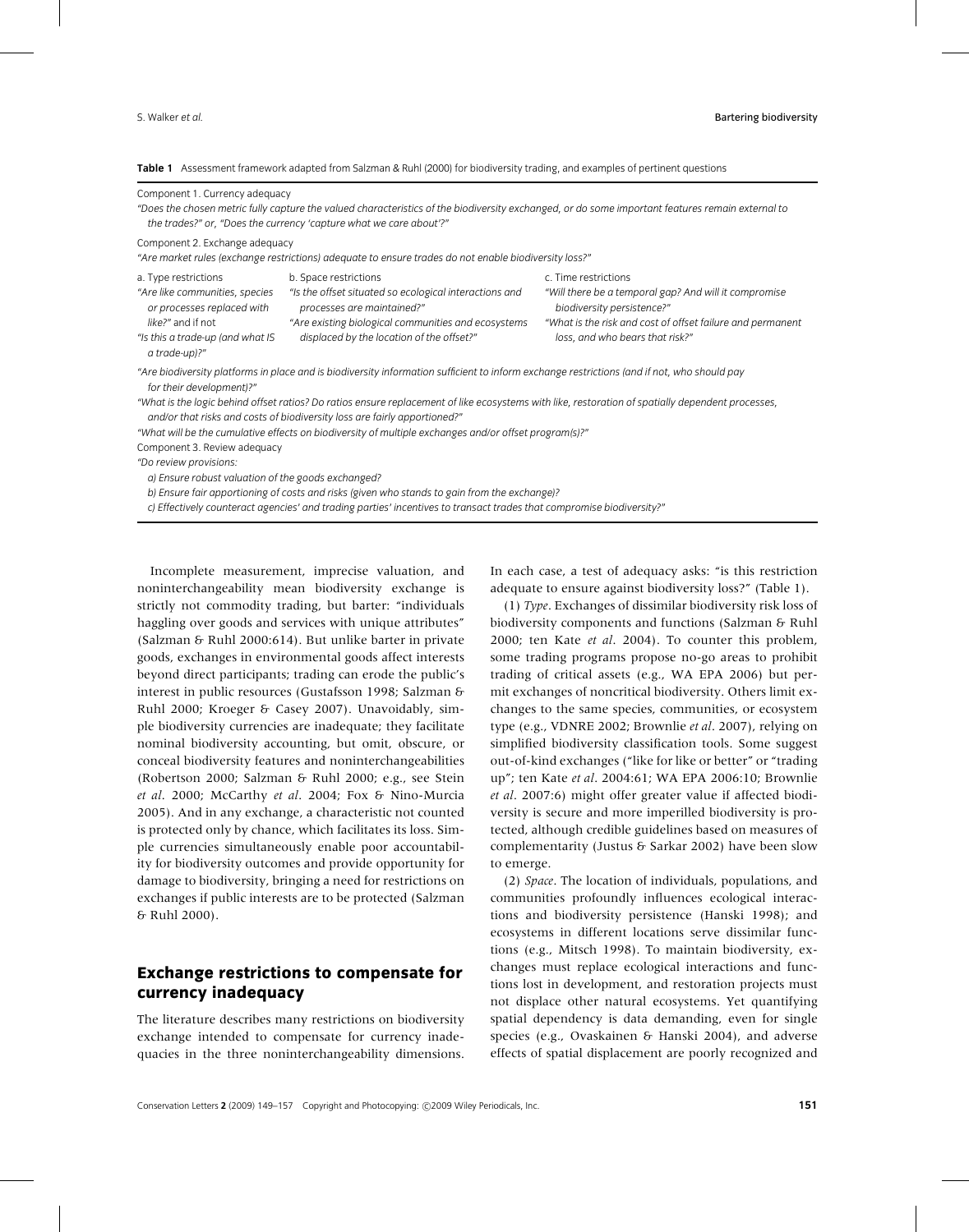**Table 1** Assessment framework adapted from Salzman & Ruhl (2000) for biodiversity trading, and examples of pertinent questions

Component 1. Currency adequacy

*"Does the chosen metric fully capture the valued characteristics of the biodiversity exchanged, or do some important features remain external to the trades?" or, "Does the currency 'capture what we care about'?"*

Component 2. Exchange adequacy

*"Are market rules (exchange restrictions) adequate to ensure trades do not enable biodiversity loss?"*

| a. Type restrictions | b. Space restrictions | c. Time restrictions |
|---|---|---|
| *"Are like communities, species or processes replaced with like?"* and if not *"Is this a trade-up (and what IS a trade-up)?"* | *"Is the offset situated so ecological interactions and processes are maintained?"* *"Are existing biological communities and ecosystems displaced by the location of the offset?"* | *"Will there be a temporal gap? And will it compromise biodiversity persistence?"* *"What is the risk and cost of offset failure and permanent loss, and who bears that risk?"* |

*"Are biodiversity platforms in place and is biodiversity information sufficient to inform exchange restrictions (and if not, who should pay for their development)?"*

*"What is the logic behind offset ratios? Do ratios ensure replacement of like ecosystems with like, restoration of spatially dependent processes, and/or that risks and costs of biodiversity loss are fairly apportioned?"*

*"What will be the cumulative effects on biodiversity of multiple exchanges and/or offset program(s)?"*

Component 3. Review adequacy

*"Do review provisions:*

*a) Ensure robust valuation of the goods exchanged?*

*b) Ensure fair apportioning of costs and risks (given who stands to gain from the exchange)?*

*c) Effectively counteract agencies' and trading parties' incentives to transact trades that compromise biodiversity?"*

Incomplete measurement, imprecise valuation, and noninterchangeability mean biodiversity exchange is strictly not commodity trading, but barter: "individuals haggling over goods and services with unique attributes" (Salzman & Ruhl 2000:614). But unlike barter in private goods, exchanges in environmental goods affect interests beyond direct participants; trading can erode the public's interest in public resources (Gustafsson 1998; Salzman & Ruhl 2000; Kroeger & Casey 2007). Unavoidably, simple biodiversity currencies are inadequate; they facilitate nominal biodiversity accounting, but omit, obscure, or conceal biodiversity features and noninterchangeabilities (Robertson 2000; Salzman & Ruhl 2000; e.g., see Stein *et al*. 2000; McCarthy *et al*. 2004; Fox & Nino-Murcia 2005). And in any exchange, a characteristic not counted is protected only by chance, which facilitates its loss. Simple currencies simultaneously enable poor accountability for biodiversity outcomes and provide opportunity for damage to biodiversity, bringing a need for restrictions on exchanges if public interests are to be protected (Salzman & Ruhl 2000).

## Exchange restrictions to compensate for currency inadequacy

The literature describes many restrictions on biodiversity exchange intended to compensate for currency inadequacies in the three noninterchangeability dimensions. In each case, a test of adequacy asks: "is this restriction adequate to ensure against biodiversity loss?" (Table 1).

(1) *Type*. Exchanges of dissimilar biodiversity risk loss of biodiversity components and functions (Salzman & Ruhl 2000; ten Kate *et al*. 2004). To counter this problem, some trading programs propose no-go areas to prohibit trading of critical assets (e.g., WA EPA 2006) but permit exchanges of noncritical biodiversity. Others limit exchanges to the same species, communities, or ecosystem type (e.g., VDNRE 2002; Brownlie *et al*. 2007), relying on simplified biodiversity classification tools. Some suggest out-of-kind exchanges ("like for like or better" or "trading up"; ten Kate *et al*. 2004:61; WA EPA 2006:10; Brownlie *et al*. 2007:6) might offer greater value if affected biodiversity is secure and more imperilled biodiversity is protected, although credible guidelines based on measures of complementarity (Justus & Sarkar 2002) have been slow to emerge.

(2) *Space*. The location of individuals, populations, and communities profoundly influences ecological interactions and biodiversity persistence (Hanski 1998); and ecosystems in different locations serve dissimilar functions (e.g., Mitsch 1998). To maintain biodiversity, exchanges must replace ecological interactions and functions lost in development, and restoration projects must not displace other natural ecosystems. Yet quantifying spatial dependency is data demanding, even for single species (e.g., Ovaskainen & Hanski 2004), and adverse effects of spatial displacement are poorly recognized and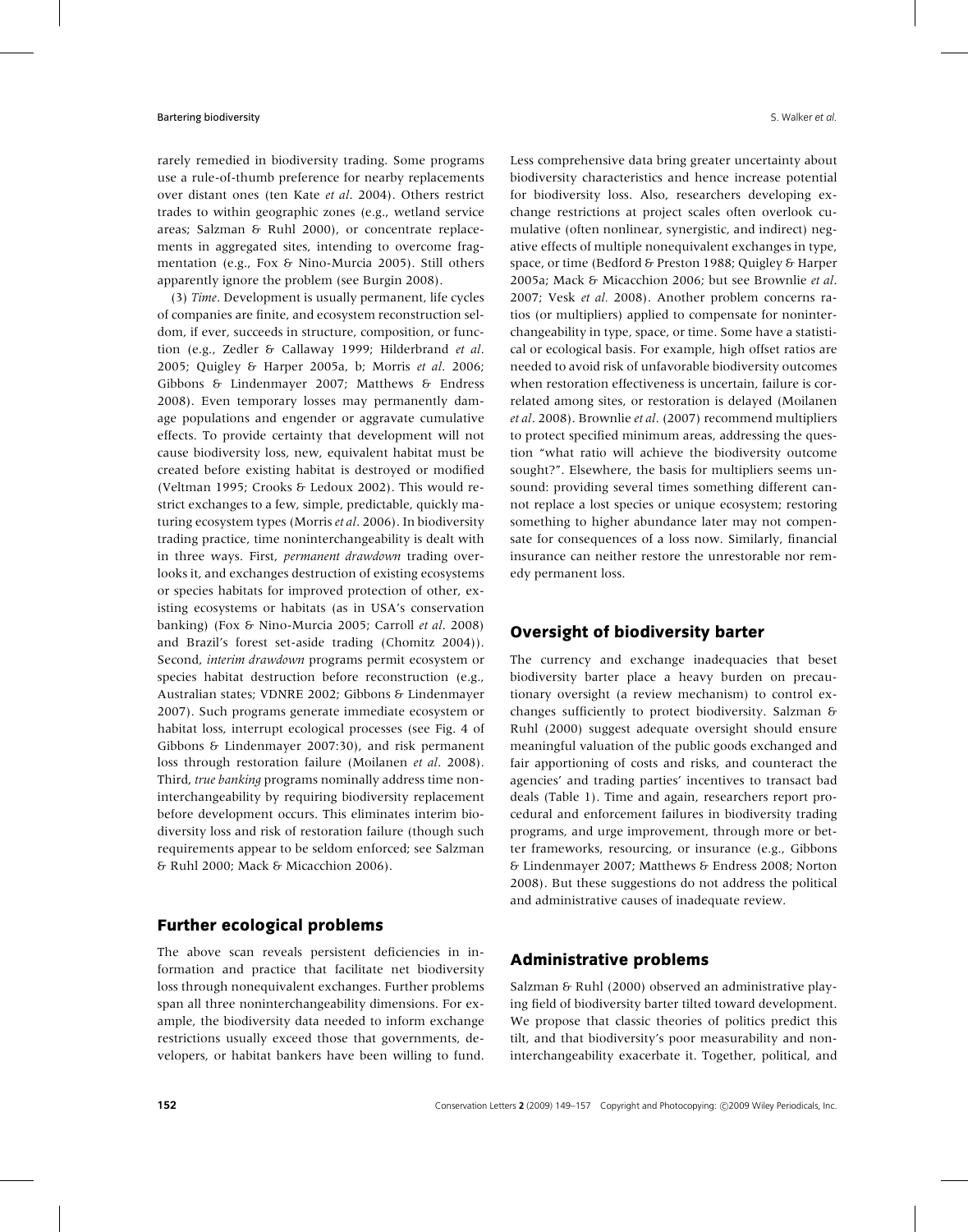rarely remedied in biodiversity trading. Some programs use a rule-of-thumb preference for nearby replacements over distant ones (ten Kate *et al*. 2004). Others restrict trades to within geographic zones (e.g., wetland service areas; Salzman & Ruhl 2000), or concentrate replacements in aggregated sites, intending to overcome fragmentation (e.g., Fox & Nino-Murcia 2005). Still others apparently ignore the problem (see Burgin 2008).

(3) *Time*. Development is usually permanent, life cycles of companies are finite, and ecosystem reconstruction seldom, if ever, succeeds in structure, composition, or function (e.g., Zedler & Callaway 1999; Hilderbrand *et al*. 2005; Quigley & Harper 2005a, b; Morris *et al*. 2006; Gibbons & Lindenmayer 2007; Matthews & Endress 2008). Even temporary losses may permanently damage populations and engender or aggravate cumulative effects. To provide certainty that development will not cause biodiversity loss, new, equivalent habitat must be created before existing habitat is destroyed or modified (Veltman 1995; Crooks & Ledoux 2002). This would restrict exchanges to a few, simple, predictable, quickly maturing ecosystem types (Morris *et al*. 2006). In biodiversity trading practice, time noninterchangeability is dealt with in three ways. First, *permanent drawdown* trading overlooks it, and exchanges destruction of existing ecosystems or species habitats for improved protection of other, existing ecosystems or habitats (as in USA's conservation banking) (Fox & Nino-Murcia 2005; Carroll *et al*. 2008) and Brazil's forest set-aside trading (Chomitz 2004)). Second, *interim drawdown* programs permit ecosystem or species habitat destruction before reconstruction (e.g., Australian states; VDNRE 2002; Gibbons & Lindenmayer 2007). Such programs generate immediate ecosystem or habitat loss, interrupt ecological processes (see Fig. 4 of Gibbons & Lindenmayer 2007:30), and risk permanent loss through restoration failure (Moilanen *et al*. 2008). Third, *true banking* programs nominally address time noninterchangeability by requiring biodiversity replacement before development occurs. This eliminates interim biodiversity loss and risk of restoration failure (though such requirements appear to be seldom enforced; see Salzman & Ruhl 2000; Mack & Micacchion 2006).

## Further ecological problems

The above scan reveals persistent deficiencies in information and practice that facilitate net biodiversity loss through nonequivalent exchanges. Further problems span all three noninterchangeability dimensions. For example, the biodiversity data needed to inform exchange restrictions usually exceed those that governments, developers, or habitat bankers have been willing to fund. Less comprehensive data bring greater uncertainty about biodiversity characteristics and hence increase potential for biodiversity loss. Also, researchers developing exchange restrictions at project scales often overlook cumulative (often nonlinear, synergistic, and indirect) negative effects of multiple nonequivalent exchanges in type, space, or time (Bedford & Preston 1988; Quigley & Harper 2005a; Mack & Micacchion 2006; but see Brownlie *et al*. 2007; Vesk *et al.* 2008). Another problem concerns ratios (or multipliers) applied to compensate for noninterchangeability in type, space, or time. Some have a statistical or ecological basis. For example, high offset ratios are needed to avoid risk of unfavorable biodiversity outcomes when restoration effectiveness is uncertain, failure is correlated among sites, or restoration is delayed (Moilanen *et al*. 2008). Brownlie *et al*. (2007) recommend multipliers to protect specified minimum areas, addressing the question "what ratio will achieve the biodiversity outcome sought?". Elsewhere, the basis for multipliers seems unsound: providing several times something different cannot replace a lost species or unique ecosystem; restoring something to higher abundance later may not compensate for consequences of a loss now. Similarly, financial insurance can neither restore the unrestorable nor remedy permanent loss.

## Oversight of biodiversity barter

The currency and exchange inadequacies that beset biodiversity barter place a heavy burden on precautionary oversight (a review mechanism) to control exchanges sufficiently to protect biodiversity. Salzman & Ruhl (2000) suggest adequate oversight should ensure meaningful valuation of the public goods exchanged and fair apportioning of costs and risks, and counteract the agencies' and trading parties' incentives to transact bad deals (Table 1). Time and again, researchers report procedural and enforcement failures in biodiversity trading programs, and urge improvement, through more or better frameworks, resourcing, or insurance (e.g., Gibbons & Lindenmayer 2007; Matthews & Endress 2008; Norton 2008). But these suggestions do not address the political and administrative causes of inadequate review.

## Administrative problems

Salzman & Ruhl (2000) observed an administrative playing field of biodiversity barter tilted toward development. We propose that classic theories of politics predict this tilt, and that biodiversity's poor measurability and noninterchangeability exacerbate it. Together, political, and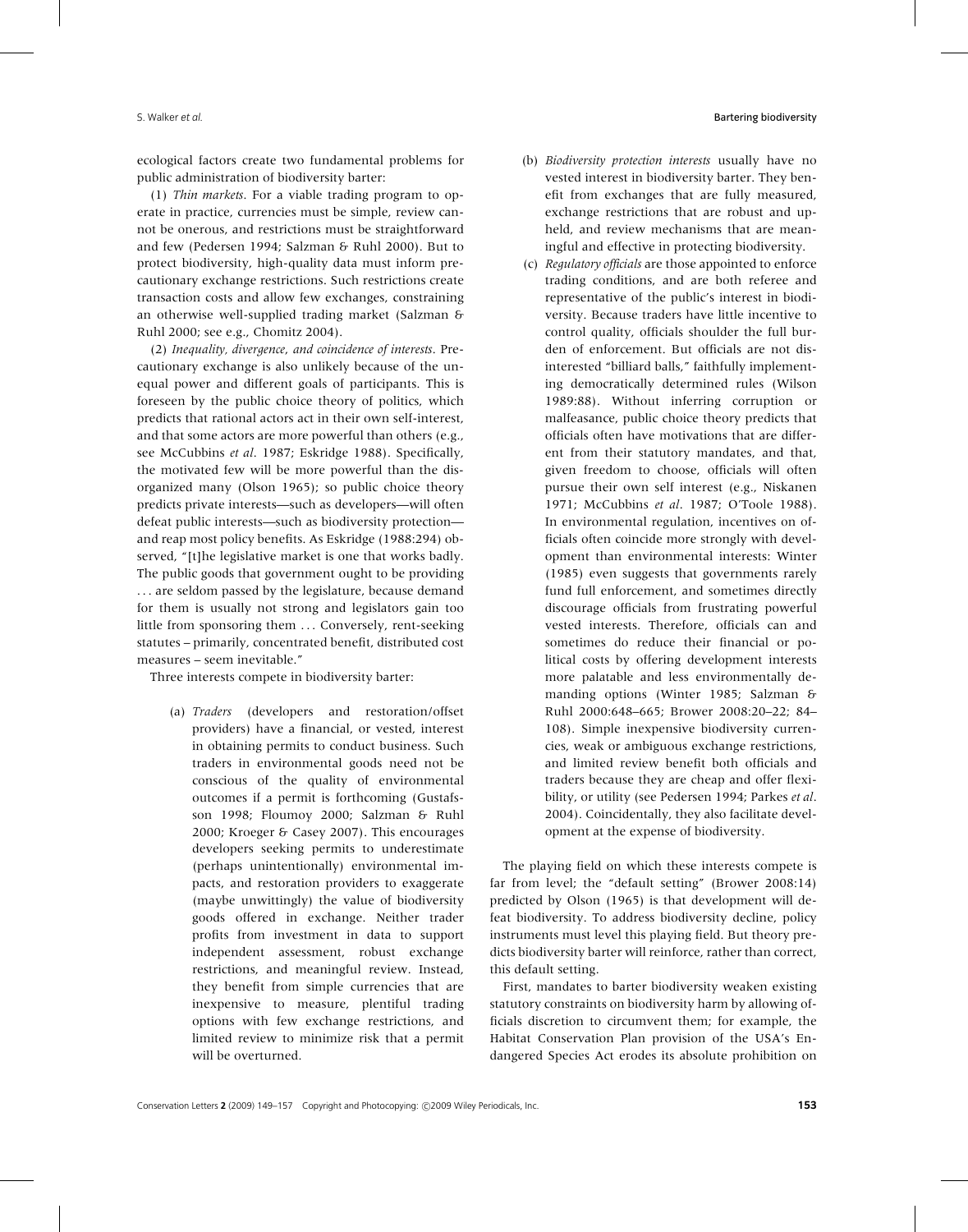ecological factors create two fundamental problems for public administration of biodiversity barter:

(1) *Thin markets*. For a viable trading program to operate in practice, currencies must be simple, review cannot be onerous, and restrictions must be straightforward and few (Pedersen 1994; Salzman & Ruhl 2000). But to protect biodiversity, high-quality data must inform precautionary exchange restrictions. Such restrictions create transaction costs and allow few exchanges, constraining an otherwise well-supplied trading market (Salzman & Ruhl 2000; see e.g., Chomitz 2004).

(2) *Inequality, divergence, and coincidence of interests*. Precautionary exchange is also unlikely because of the unequal power and different goals of participants. This is foreseen by the public choice theory of politics, which predicts that rational actors act in their own self-interest, and that some actors are more powerful than others (e.g., see McCubbins *et al*. 1987; Eskridge 1988). Specifically, the motivated few will be more powerful than the disorganized many (Olson 1965); so public choice theory predicts private interests—such as developers—will often defeat public interests—such as biodiversity protection—and reap most policy benefits. As Eskridge (1988:294) observed, "[t]he legislative market is one that works badly. The public goods that government ought to be providing . . . are seldom passed by the legislature, because demand for them is usually not strong and legislators gain too little from sponsoring them . . . Conversely, rent-seeking statutes – primarily, concentrated benefit, distributed cost measures – seem inevitable."

Three interests compete in biodiversity barter:

(a) *Traders* (developers and restoration/offset providers) have a financial, or vested, interest in obtaining permits to conduct business. Such traders in environmental goods need not be conscious of the quality of environmental outcomes if a permit is forthcoming (Gustafsson 1998; Floumoy 2000; Salzman & Ruhl 2000; Kroeger & Casey 2007). This encourages developers seeking permits to underestimate (perhaps unintentionally) environmental impacts, and restoration providers to exaggerate (maybe unwittingly) the value of biodiversity goods offered in exchange. Neither trader profits from investment in data to support independent assessment, robust exchange restrictions, and meaningful review. Instead, they benefit from simple currencies that are inexpensive to measure, plentiful trading options with few exchange restrictions, and limited review to minimize risk that a permit will be overturned.

(b) *Biodiversity protection interests* usually have no vested interest in biodiversity barter. They benefit from exchanges that are fully measured, exchange restrictions that are robust and upheld, and review mechanisms that are meaningful and effective in protecting biodiversity.

(c) *Regulatory officials* are those appointed to enforce trading conditions, and are both referee and representative of the public's interest in biodiversity. Because traders have little incentive to control quality, officials shoulder the full burden of enforcement. But officials are not disinterested "billiard balls," faithfully implementing democratically determined rules (Wilson 1989:88). Without inferring corruption or malfeasance, public choice theory predicts that officials often have motivations that are different from their statutory mandates, and that, given freedom to choose, officials will often pursue their own self interest (e.g., Niskanen 1971; McCubbins *et al*. 1987; O'Toole 1988). In environmental regulation, incentives on officials often coincide more strongly with development than environmental interests: Winter (1985) even suggests that governments rarely fund full enforcement, and sometimes directly discourage officials from frustrating powerful vested interests. Therefore, officials can and sometimes do reduce their financial or political costs by offering development interests more palatable and less environmentally demanding options (Winter 1985; Salzman & Ruhl 2000:648–665; Brower 2008:20–22; 84–108). Simple inexpensive biodiversity currencies, weak or ambiguous exchange restrictions, and limited review benefit both officials and traders because they are cheap and offer flexibility, or utility (see Pedersen 1994; Parkes *et al*. 2004). Coincidentally, they also facilitate development at the expense of biodiversity.

The playing field on which these interests compete is far from level; the "default setting" (Brower 2008:14) predicted by Olson (1965) is that development will defeat biodiversity. To address biodiversity decline, policy instruments must level this playing field. But theory predicts biodiversity barter will reinforce, rather than correct, this default setting.

First, mandates to barter biodiversity weaken existing statutory constraints on biodiversity harm by allowing officials discretion to circumvent them; for example, the Habitat Conservation Plan provision of the USA's Endangered Species Act erodes its absolute prohibition on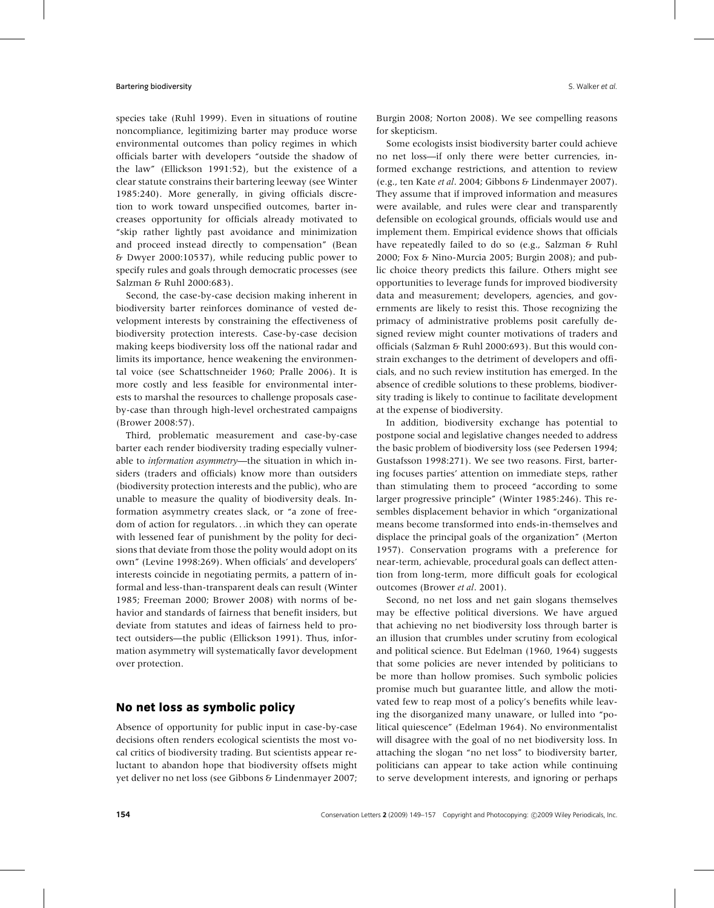species take (Ruhl 1999). Even in situations of routine noncompliance, legitimizing barter may produce worse environmental outcomes than policy regimes in which officials barter with developers "outside the shadow of the law" (Ellickson 1991:52), but the existence of a clear statute constrains their bartering leeway (see Winter 1985:240). More generally, in giving officials discretion to work toward unspecified outcomes, barter increases opportunity for officials already motivated to "skip rather lightly past avoidance and minimization and proceed instead directly to compensation" (Bean & Dwyer 2000:10537), while reducing public power to specify rules and goals through democratic processes (see Salzman & Ruhl 2000:683).

Second, the case-by-case decision making inherent in biodiversity barter reinforces dominance of vested development interests by constraining the effectiveness of biodiversity protection interests. Case-by-case decision making keeps biodiversity loss off the national radar and limits its importance, hence weakening the environmental voice (see Schattschneider 1960; Pralle 2006). It is more costly and less feasible for environmental interests to marshal the resources to challenge proposals case-by-case than through high-level orchestrated campaigns (Brower 2008:57).

Third, problematic measurement and case-by-case barter each render biodiversity trading especially vulnerable to *information asymmetry*—the situation in which insiders (traders and officials) know more than outsiders (biodiversity protection interests and the public), who are unable to measure the quality of biodiversity deals. Information asymmetry creates slack, or "a zone of freedom of action for regulators. . .in which they can operate with lessened fear of punishment by the polity for decisions that deviate from those the polity would adopt on its own" (Levine 1998:269). When officials' and developers' interests coincide in negotiating permits, a pattern of informal and less-than-transparent deals can result (Winter 1985; Freeman 2000; Brower 2008) with norms of behavior and standards of fairness that benefit insiders, but deviate from statutes and ideas of fairness held to protect outsiders—the public (Ellickson 1991). Thus, information asymmetry will systematically favor development over protection.

## No net loss as symbolic policy

Absence of opportunity for public input in case-by-case decisions often renders ecological scientists the most vocal critics of biodiversity trading. But scientists appear reluctant to abandon hope that biodiversity offsets might yet deliver no net loss (see Gibbons & Lindenmayer 2007; Burgin 2008; Norton 2008). We see compelling reasons for skepticism.

Some ecologists insist biodiversity barter could achieve no net loss—if only there were better currencies, informed exchange restrictions, and attention to review (e.g., ten Kate *et al*. 2004; Gibbons & Lindenmayer 2007). They assume that if improved information and measures were available, and rules were clear and transparently defensible on ecological grounds, officials would use and implement them. Empirical evidence shows that officials have repeatedly failed to do so (e.g., Salzman & Ruhl 2000; Fox & Nino-Murcia 2005; Burgin 2008); and public choice theory predicts this failure. Others might see opportunities to leverage funds for improved biodiversity data and measurement; developers, agencies, and governments are likely to resist this. Those recognizing the primacy of administrative problems posit carefully designed review might counter motivations of traders and officials (Salzman & Ruhl 2000:693). But this would constrain exchanges to the detriment of developers and officials, and no such review institution has emerged. In the absence of credible solutions to these problems, biodiversity trading is likely to continue to facilitate development at the expense of biodiversity.

In addition, biodiversity exchange has potential to postpone social and legislative changes needed to address the basic problem of biodiversity loss (see Pedersen 1994; Gustafsson 1998:271). We see two reasons. First, bartering focuses parties' attention on immediate steps, rather than stimulating them to proceed "according to some larger progressive principle" (Winter 1985:246). This resembles displacement behavior in which "organizational means become transformed into ends-in-themselves and displace the principal goals of the organization" (Merton 1957). Conservation programs with a preference for near-term, achievable, procedural goals can deflect attention from long-term, more difficult goals for ecological outcomes (Brower *et al*. 2001).

Second, no net loss and net gain slogans themselves may be effective political diversions. We have argued that achieving no net biodiversity loss through barter is an illusion that crumbles under scrutiny from ecological and political science. But Edelman (1960, 1964) suggests that some policies are never intended by politicians to be more than hollow promises. Such symbolic policies promise much but guarantee little, and allow the motivated few to reap most of a policy's benefits while leaving the disorganized many unaware, or lulled into "political quiescence" (Edelman 1964). No environmentalist will disagree with the goal of no net biodiversity loss. In attaching the slogan "no net loss" to biodiversity barter, politicians can appear to take action while continuing to serve development interests, and ignoring or perhaps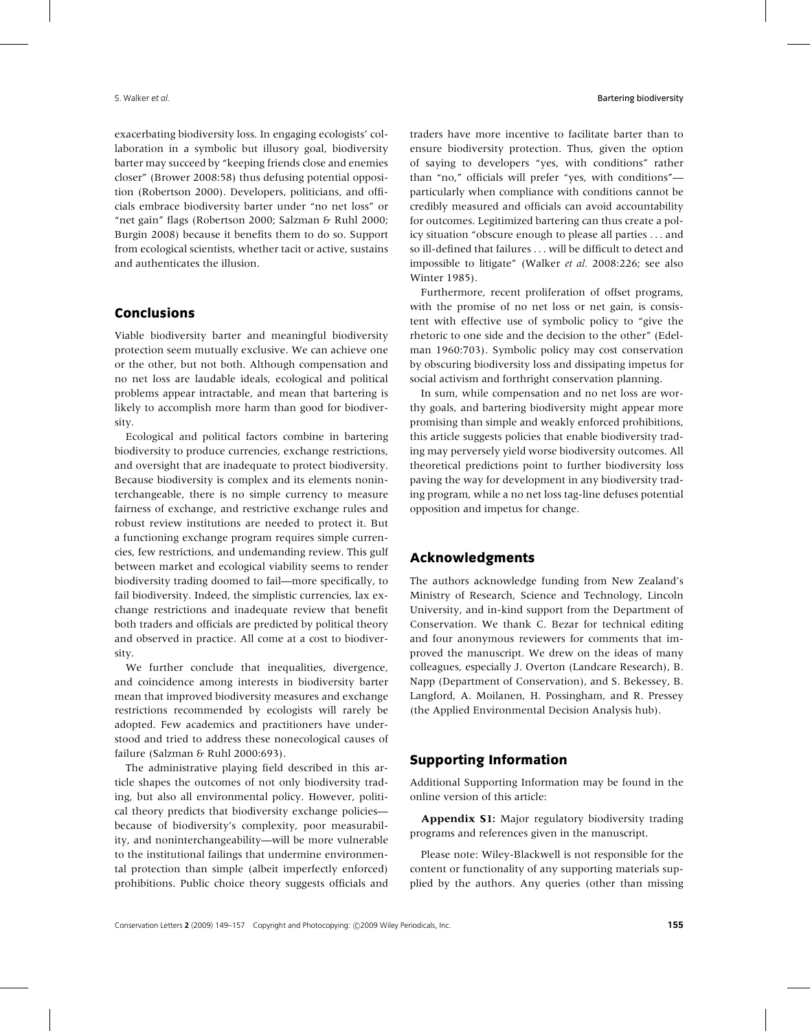exacerbating biodiversity loss. In engaging ecologists' collaboration in a symbolic but illusory goal, biodiversity barter may succeed by "keeping friends close and enemies closer" (Brower 2008:58) thus defusing potential opposition (Robertson 2000). Developers, politicians, and officials embrace biodiversity barter under "no net loss" or "net gain" flags (Robertson 2000; Salzman & Ruhl 2000; Burgin 2008) because it benefits them to do so. Support from ecological scientists, whether tacit or active, sustains and authenticates the illusion.

## Conclusions

Viable biodiversity barter and meaningful biodiversity protection seem mutually exclusive. We can achieve one or the other, but not both. Although compensation and no net loss are laudable ideals, ecological and political problems appear intractable, and mean that bartering is likely to accomplish more harm than good for biodiversity.

Ecological and political factors combine in bartering biodiversity to produce currencies, exchange restrictions, and oversight that are inadequate to protect biodiversity. Because biodiversity is complex and its elements noninterchangeable, there is no simple currency to measure fairness of exchange, and restrictive exchange rules and robust review institutions are needed to protect it. But a functioning exchange program requires simple currencies, few restrictions, and undemanding review. This gulf between market and ecological viability seems to render biodiversity trading doomed to fail—more specifically, to fail biodiversity. Indeed, the simplistic currencies, lax exchange restrictions and inadequate review that benefit both traders and officials are predicted by political theory and observed in practice. All come at a cost to biodiversity.

We further conclude that inequalities, divergence, and coincidence among interests in biodiversity barter mean that improved biodiversity measures and exchange restrictions recommended by ecologists will rarely be adopted. Few academics and practitioners have understood and tried to address these nonecological causes of failure (Salzman & Ruhl 2000:693).

The administrative playing field described in this article shapes the outcomes of not only biodiversity trading, but also all environmental policy. However, political theory predicts that biodiversity exchange policies—because of biodiversity's complexity, poor measurability, and noninterchangeability—will be more vulnerable to the institutional failings that undermine environmental protection than simple (albeit imperfectly enforced) prohibitions. Public choice theory suggests officials and traders have more incentive to facilitate barter than to ensure biodiversity protection. Thus, given the option of saying to developers "yes, with conditions" rather than "no," officials will prefer "yes, with conditions"—particularly when compliance with conditions cannot be credibly measured and officials can avoid accountability for outcomes. Legitimized bartering can thus create a policy situation "obscure enough to please all parties . . . and so ill-defined that failures . . . will be difficult to detect and impossible to litigate" (Walker *et al.* 2008:226; see also Winter 1985).

Furthermore, recent proliferation of offset programs, with the promise of no net loss or net gain, is consistent with effective use of symbolic policy to "give the rhetoric to one side and the decision to the other" (Edelman 1960:703). Symbolic policy may cost conservation by obscuring biodiversity loss and dissipating impetus for social activism and forthright conservation planning.

In sum, while compensation and no net loss are worthy goals, and bartering biodiversity might appear more promising than simple and weakly enforced prohibitions, this article suggests policies that enable biodiversity trading may perversely yield worse biodiversity outcomes. All theoretical predictions point to further biodiversity loss paving the way for development in any biodiversity trading program, while a no net loss tag-line defuses potential opposition and impetus for change.

## Acknowledgments

The authors acknowledge funding from New Zealand's Ministry of Research, Science and Technology, Lincoln University, and in-kind support from the Department of Conservation. We thank C. Bezar for technical editing and four anonymous reviewers for comments that improved the manuscript. We drew on the ideas of many colleagues, especially J. Overton (Landcare Research), B. Napp (Department of Conservation), and S. Bekessey, B. Langford, A. Moilanen, H. Possingham, and R. Pressey (the Applied Environmental Decision Analysis hub).

## Supporting Information

Additional Supporting Information may be found in the online version of this article:

**Appendix S1:** Major regulatory biodiversity trading programs and references given in the manuscript.

Please note: Wiley-Blackwell is not responsible for the content or functionality of any supporting materials supplied by the authors. Any queries (other than missing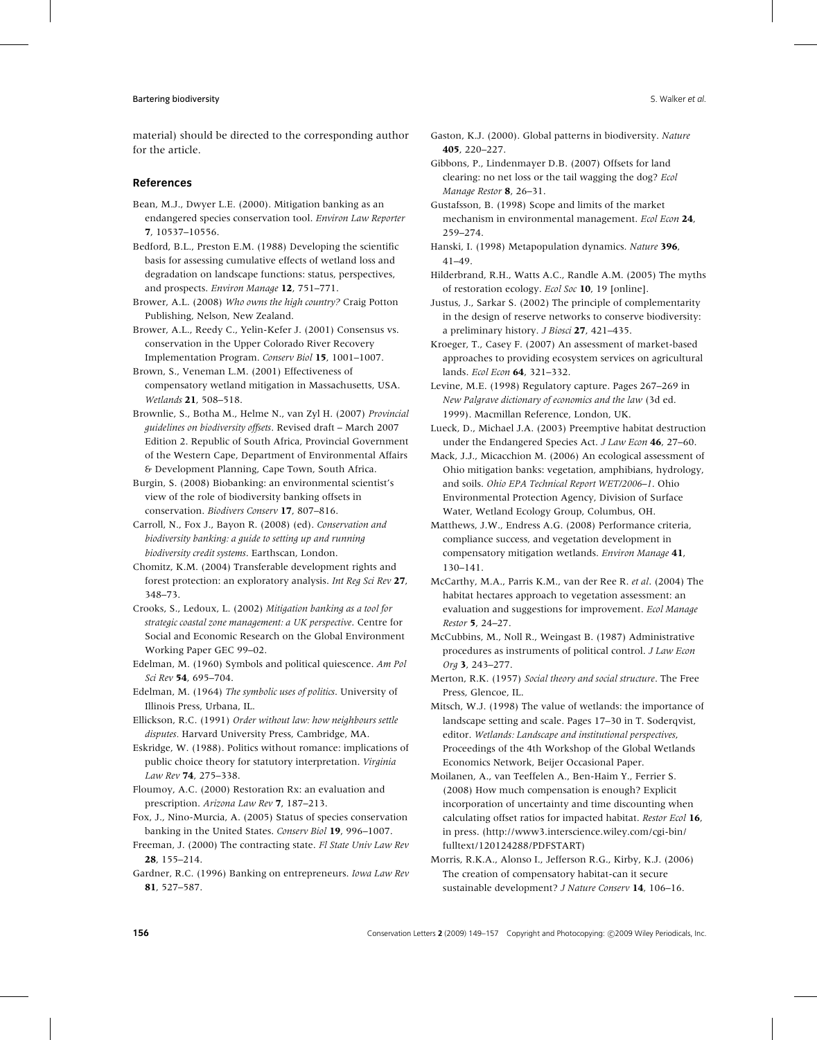material) should be directed to the corresponding author for the article.

## References

Bean, M.J., Dwyer L.E. (2000). Mitigation banking as an endangered species conservation tool. *Environ Law Reporter* **7**, 10537–10556.

Bedford, B.L., Preston E.M. (1988) Developing the scientific basis for assessing cumulative effects of wetland loss and degradation on landscape functions: status, perspectives, and prospects. *Environ Manage* **12**, 751–771.

Brower, A.L. (2008) *Who owns the high country?* Craig Potton Publishing, Nelson, New Zealand.

Brower, A.L., Reedy C., Yelin-Kefer J. (2001) Consensus vs. conservation in the Upper Colorado River Recovery Implementation Program. *Conserv Biol* **15**, 1001–1007.

Brown, S., Veneman L.M. (2001) Effectiveness of compensatory wetland mitigation in Massachusetts, USA. *Wetlands* **21**, 508–518.

Brownlie, S., Botha M., Helme N., van Zyl H. (2007) *Provincial guidelines on biodiversity offsets*. Revised draft – March 2007 Edition 2. Republic of South Africa, Provincial Government of the Western Cape, Department of Environmental Affairs & Development Planning, Cape Town, South Africa.

Burgin, S. (2008) Biobanking: an environmental scientist's view of the role of biodiversity banking offsets in conservation. *Biodivers Conserv* **17**, 807–816.

Carroll, N., Fox J., Bayon R. (2008) (ed). *Conservation and biodiversity banking: a guide to setting up and running biodiversity credit systems*. Earthscan, London.

Chomitz, K.M. (2004) Transferable development rights and forest protection: an exploratory analysis. *Int Reg Sci Rev* **27**, 348–73.

Crooks, S., Ledoux, L. (2002) *Mitigation banking as a tool for strategic coastal zone management: a UK perspective*. Centre for Social and Economic Research on the Global Environment Working Paper GEC 99–02.

Edelman, M. (1960) Symbols and political quiescence. *Am Pol Sci Rev* **54**, 695–704.

Edelman, M. (1964) *The symbolic uses of politics*. University of Illinois Press, Urbana, IL.

Ellickson, R.C. (1991) *Order without law: how neighbours settle disputes*. Harvard University Press, Cambridge, MA.

Eskridge, W. (1988). Politics without romance: implications of public choice theory for statutory interpretation. *Virginia Law Rev* **74**, 275–338.

Floumoy, A.C. (2000) Restoration Rx: an evaluation and prescription. *Arizona Law Rev* **7**, 187–213.

Fox, J., Nino-Murcia, A. (2005) Status of species conservation banking in the United States. *Conserv Biol* **19**, 996–1007.

Freeman, J. (2000) The contracting state. *Fl State Univ Law Rev* **28**, 155–214.

Gardner, R.C. (1996) Banking on entrepreneurs. *Iowa Law Rev* **81**, 527–587.

Gaston, K.J. (2000). Global patterns in biodiversity. *Nature* **405**, 220–227.

Gibbons, P., Lindenmayer D.B. (2007) Offsets for land clearing: no net loss or the tail wagging the dog? *Ecol Manage Restor* **8**, 26–31.

Gustafsson, B. (1998) Scope and limits of the market mechanism in environmental management. *Ecol Econ* **24**, 259–274.

Hanski, I. (1998) Metapopulation dynamics. *Nature* **396**, 41–49.

Hilderbrand, R.H., Watts A.C., Randle A.M. (2005) The myths of restoration ecology. *Ecol Soc* **10**, 19 [online].

Justus, J., Sarkar S. (2002) The principle of complementarity in the design of reserve networks to conserve biodiversity: a preliminary history. *J Biosci* **27**, 421–435.

Kroeger, T., Casey F. (2007) An assessment of market-based approaches to providing ecosystem services on agricultural lands. *Ecol Econ* **64**, 321–332.

Levine, M.E. (1998) Regulatory capture. Pages 267–269 in *New Palgrave dictionary of economics and the law* (3d ed. 1999). Macmillan Reference, London, UK.

Lueck, D., Michael J.A. (2003) Preemptive habitat destruction under the Endangered Species Act. *J Law Econ* **46**, 27–60.

Mack, J.J., Micacchion M. (2006) An ecological assessment of Ohio mitigation banks: vegetation, amphibians, hydrology, and soils. *Ohio EPA Technical Report WET/2006–1*. Ohio Environmental Protection Agency, Division of Surface Water, Wetland Ecology Group, Columbus, OH.

Matthews, J.W., Endress A.G. (2008) Performance criteria, compliance success, and vegetation development in compensatory mitigation wetlands. *Environ Manage* **41**, 130–141.

McCarthy, M.A., Parris K.M., van der Ree R. *et al*. (2004) The habitat hectares approach to vegetation assessment: an evaluation and suggestions for improvement. *Ecol Manage Restor:* **5**, 24–27.

McCubbins, M., Noll R., Weingast B. (1987) Administrative procedures as instruments of political control. *J Law Econ Org* **3**, 243–277.

Merton, R.K. (1957) *Social theory and social structure*. The Free Press, Glencoe, IL.

Mitsch, W.J. (1998) The value of wetlands: the importance of landscape setting and scale. Pages 17–30 in T. Soderqvist, editor. *Wetlands: Landscape and institutional perspectives*, Proceedings of the 4th Workshop of the Global Wetlands Economics Network, Beijer Occasional Paper.

Moilanen, A., van Teeffelen A., Ben-Haim Y., Ferrier S. (2008) How much compensation is enough? Explicit incorporation of uncertainty and time discounting when calculating offset ratios for impacted habitat. *Restor Ecol* **16**, in press. (http://www3.interscience.wiley.com/cgi-bin/fulltext/120124288/PDFSTART)

Morris, R.K.A., Alonso I., Jefferson R.G., Kirby, K.J. (2006) The creation of compensatory habitat-can it secure sustainable development? *J Nature Conserv* **14**, 106–16.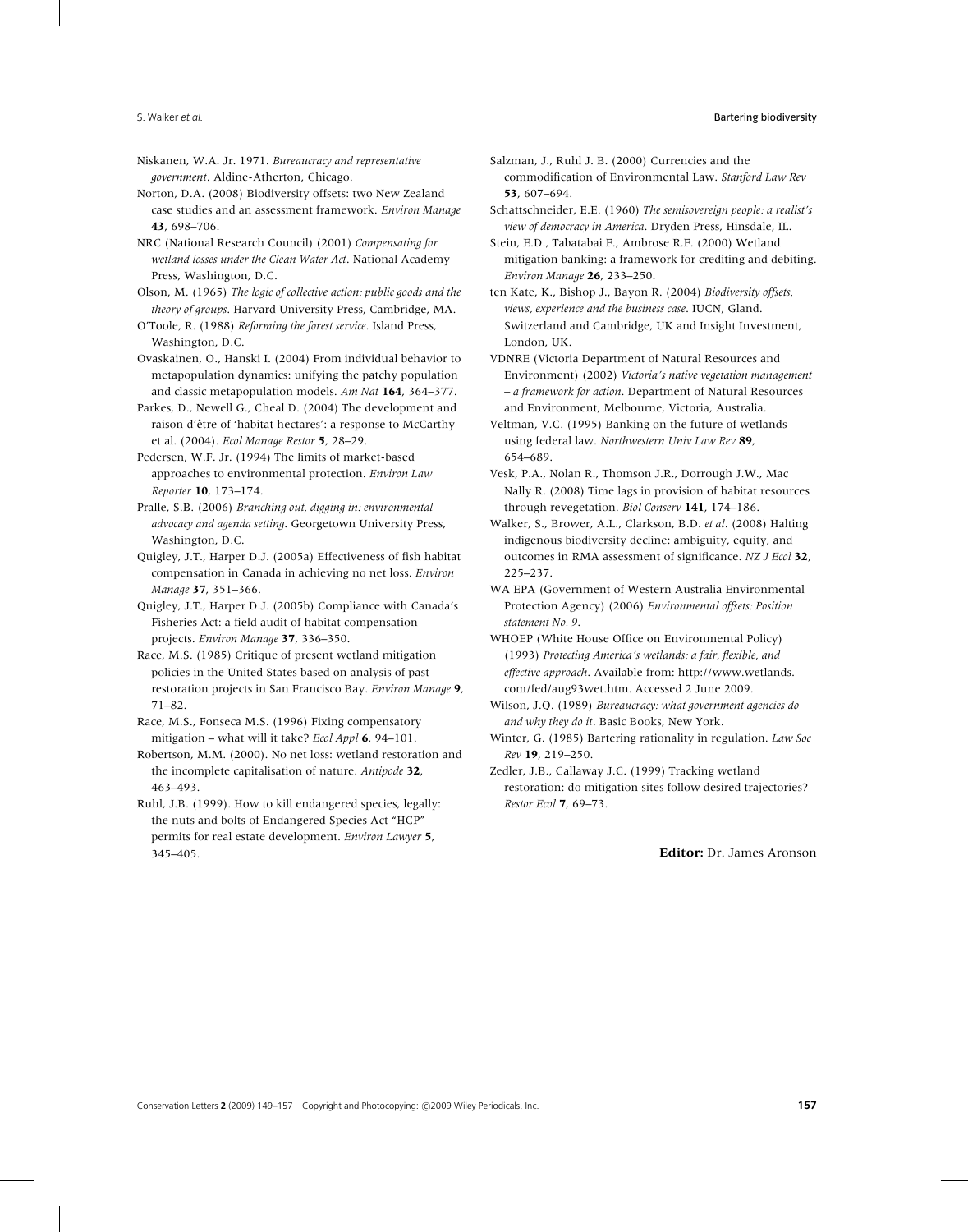Niskanen, W.A. Jr. 1971. *Bureaucracy and representative government*. Aldine-Atherton, Chicago.

Norton, D.A. (2008) Biodiversity offsets: two New Zealand case studies and an assessment framework. *Environ Manage* **43**, 698–706.

NRC (National Research Council) (2001) *Compensating for wetland losses under the Clean Water Act*. National Academy Press, Washington, D.C.

Olson, M. (1965) *The logic of collective action: public goods and the theory of groups*. Harvard University Press, Cambridge, MA.

O'Toole, R. (1988) *Reforming the forest service*. Island Press, Washington, D.C.

Ovaskainen, O., Hanski I. (2004) From individual behavior to metapopulation dynamics: unifying the patchy population and classic metapopulation models. *Am Nat* **164**, 364–377.

Parkes, D., Newell G., Cheal D. (2004) The development and raison d'être of 'habitat hectares': a response to McCarthy et al. (2004). *Ecol Manage Restor* **5**, 28–29.

Pedersen, W.F. Jr. (1994) The limits of market-based approaches to environmental protection. *Environ Law Reporter* **10**, 173–174.

Pralle, S.B. (2006) *Branching out, digging in: environmental advocacy and agenda setting*. Georgetown University Press, Washington, D.C.

Quigley, J.T., Harper D.J. (2005a) Effectiveness of fish habitat compensation in Canada in achieving no net loss. *Environ Manage* **37**, 351–366.

Quigley, J.T., Harper D.J. (2005b) Compliance with Canada's Fisheries Act: a field audit of habitat compensation projects. *Environ Manage* **37**, 336–350.

Race, M.S. (1985) Critique of present wetland mitigation policies in the United States based on analysis of past restoration projects in San Francisco Bay. *Environ Manage* **9**, 71–82.

Race, M.S., Fonseca M.S. (1996) Fixing compensatory mitigation – what will it take? *Ecol Appl* **6**, 94–101.

Robertson, M.M. (2000). No net loss: wetland restoration and the incomplete capitalisation of nature. *Antipode* **32**, 463–493.

Ruhl, J.B. (1999). How to kill endangered species, legally: the nuts and bolts of Endangered Species Act "HCP" permits for real estate development. *Environ Lawyer* **5**, 345–405.

Salzman, J., Ruhl J. B. (2000) Currencies and the commodification of Environmental Law. *Stanford Law Rev* **53**, 607–694.

Schattschneider, E.E. (1960) *The semisovereign people: a realist's view of democracy in America*. Dryden Press, Hinsdale, IL.

Stein, E.D., Tabatabai F., Ambrose R.F. (2000) Wetland mitigation banking: a framework for crediting and debiting. *Environ Manage* **26**, 233–250.

ten Kate, K., Bishop J., Bayon R. (2004) *Biodiversity offsets, views, experience and the business case*. IUCN, Gland. Switzerland and Cambridge, UK and Insight Investment, London, UK.

VDNRE (Victoria Department of Natural Resources and Environment) (2002) *Victoria's native vegetation management – a framework for action*. Department of Natural Resources and Environment, Melbourne, Victoria, Australia.

Veltman, V.C. (1995) Banking on the future of wetlands using federal law. *Northwestern Univ Law Rev* **89**, 654–689.

Vesk, P.A., Nolan R., Thomson J.R., Dorrough J.W., Mac Nally R. (2008) Time lags in provision of habitat resources through revegetation. *Biol Conserv* **141**, 174–186.

Walker, S., Brower, A.L., Clarkson, B.D. *et al*. (2008) Halting indigenous biodiversity decline: ambiguity, equity, and outcomes in RMA assessment of significance. *NZ J Ecol* **32**, 225–237.

WA EPA (Government of Western Australia Environmental Protection Agency) (2006) *Environmental offsets: Position statement No. 9*.

WHOEP (White House Office on Environmental Policy) (1993) *Protecting America's wetlands: a fair, flexible, and effective approach*. Available from: http://www.wetlands.com/fed/aug93wet.htm. Accessed 2 June 2009.

Wilson, J.Q. (1989) *Bureaucracy: what government agencies do and why they do it*. Basic Books, New York.

Winter, G. (1985) Bartering rationality in regulation. *Law Soc Rev* **19**, 219–250.

Zedler, J.B., Callaway J.C. (1999) Tracking wetland restoration: do mitigation sites follow desired trajectories? *Restor Ecol* **7**, 69–73.

**Editor:** Dr. James Aronson